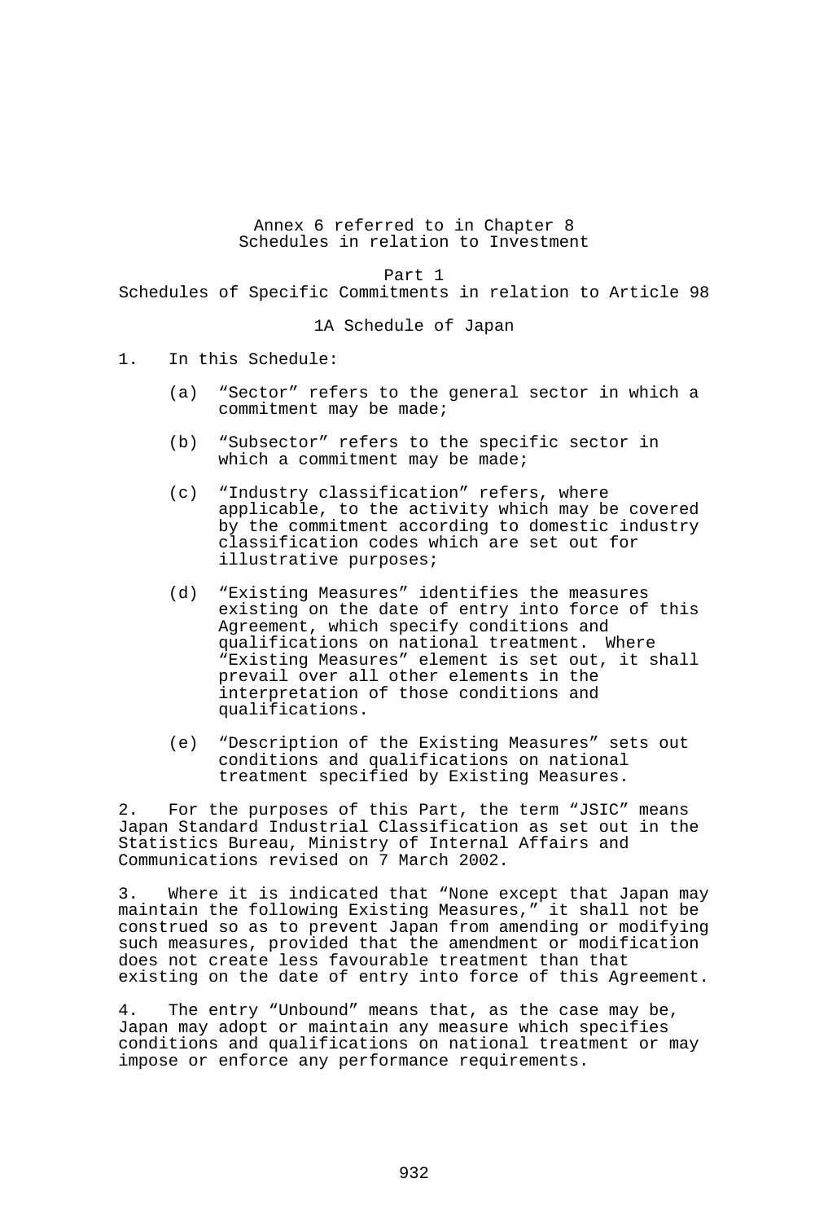# Annex 6 referred to in Chapter 8
# Schedules in relation to Investment

## Part 1
## Schedules of Specific Commitments in relation to Article 98

### 1A Schedule of Japan

1. In this Schedule:

   (a) "Sector" refers to the general sector in which a commitment may be made;

   (b) "Subsector" refers to the specific sector in which a commitment may be made;

   (c) "Industry classification" refers, where applicable, to the activity which may be covered by the commitment according to domestic industry classification codes which are set out for illustrative purposes;

   (d) "Existing Measures" identifies the measures existing on the date of entry into force of this Agreement, which specify conditions and qualifications on national treatment. Where "Existing Measures" element is set out, it shall prevail over all other elements in the interpretation of those conditions and qualifications.

   (e) "Description of the Existing Measures" sets out conditions and qualifications on national treatment specified by Existing Measures.

2. For the purposes of this Part, the term "JSIC" means Japan Standard Industrial Classification as set out in the Statistics Bureau, Ministry of Internal Affairs and Communications revised on 7 March 2002.

3. Where it is indicated that "None except that Japan may maintain the following Existing Measures," it shall not be construed so as to prevent Japan from amending or modifying such measures, provided that the amendment or modification does not create less favourable treatment than that existing on the date of entry into force of this Agreement.

4. The entry "Unbound" means that, as the case may be, Japan may adopt or maintain any measure which specifies conditions and qualifications on national treatment or may impose or enforce any performance requirements.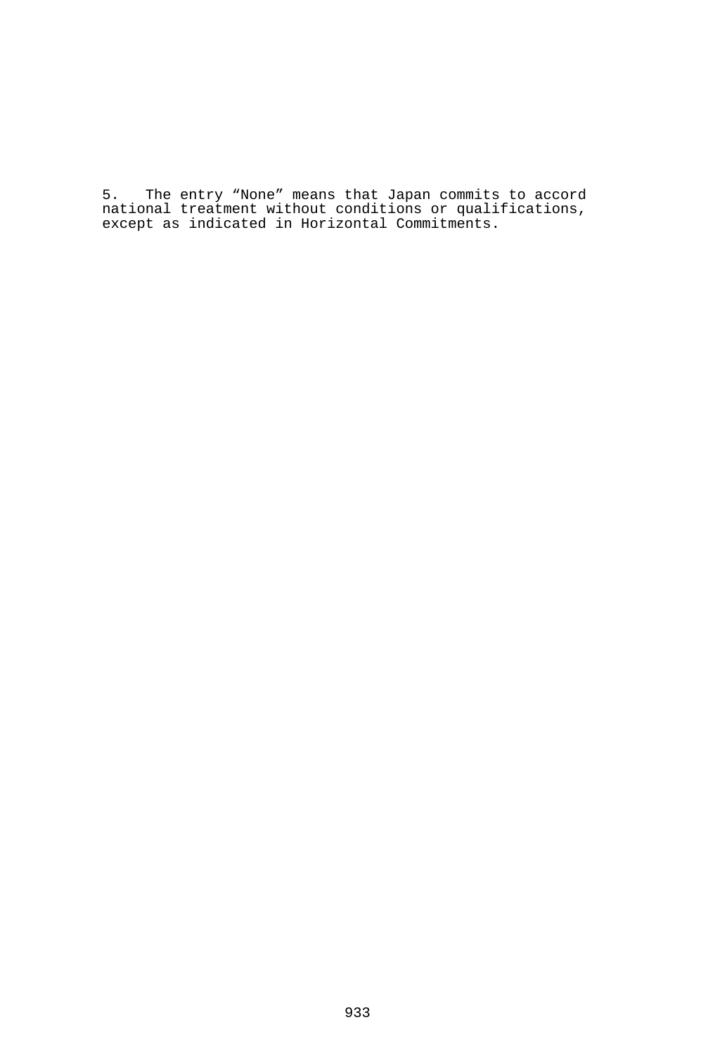5. The entry “None” means that Japan commits to accord national treatment without conditions or qualifications, except as indicated in Horizontal Commitments.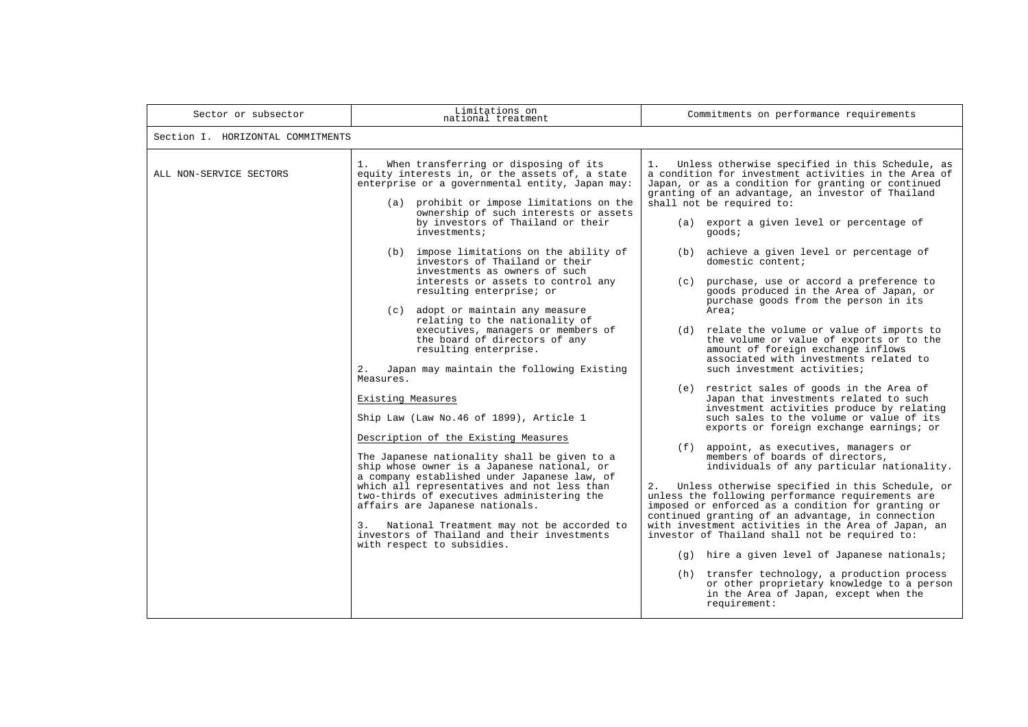| Sector or subsector | Limitations on national treatment | Commitments on performance requirements |
| --- | --- | --- |
| Section I. HORIZONTAL COMMITMENTS | | |
| ALL NON-SERVICE SECTORS | 1. When transferring or disposing of its equity interests in, or the assets of, a state enterprise or a governmental entity, Japan may:<br><br>(a) prohibit or impose limitations on the ownership of such interests or assets by investors of Thailand or their investments;<br><br>(b) impose limitations on the ability of investors of Thailand or their investments as owners of such interests or assets to control any resulting enterprise; or<br><br>(c) adopt or maintain any measure relating to the nationality of executives, managers or members of the board of directors of any resulting enterprise.<br><br>2. Japan may maintain the following Existing Measures.<br><br><u>Existing Measures</u><br><br>Ship Law (Law No.46 of 1899), Article 1<br><br><u>Description of the Existing Measures</u><br><br>The Japanese nationality shall be given to a ship whose owner is a Japanese national, or a company established under Japanese law, of which all representatives and not less than two-thirds of executives administering the affairs are Japanese nationals.<br><br>3. National Treatment may not be accorded to investors of Thailand and their investments with respect to subsidies. | 1. Unless otherwise specified in this Schedule, as a condition for investment activities in the Area of Japan, or as a condition for granting or continued granting of an advantage, an investor of Thailand shall not be required to:<br><br>(a) export a given level or percentage of goods;<br><br>(b) achieve a given level or percentage of domestic content;<br><br>(c) purchase, use or accord a preference to goods produced in the Area of Japan, or purchase goods from the person in its Area;<br><br>(d) relate the volume or value of imports to the volume or value of exports or to the amount of foreign exchange inflows associated with investments related to such investment activities;<br><br>(e) restrict sales of goods in the Area of Japan that investments related to such investment activities produce by relating such sales to the volume or value of its exports or foreign exchange earnings; or<br><br>(f) appoint, as executives, managers or members of boards of directors, individuals of any particular nationality.<br><br>2. Unless otherwise specified in this Schedule, or unless the following performance requirements are imposed or enforced as a condition for granting or continued granting of an advantage, in connection with investment activities in the Area of Japan, an investor of Thailand shall not be required to:<br><br>(g) hire a given level of Japanese nationals;<br><br>(h) transfer technology, a production process or other proprietary knowledge to a person in the Area of Japan, except when the requirement: |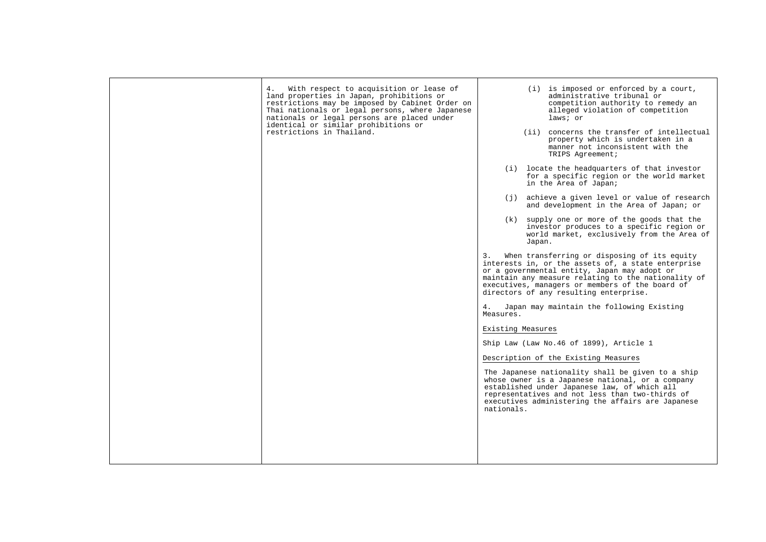| | | |
|---|---|---|
| | 4. With respect to acquisition or lease of land properties in Japan, prohibitions or restrictions may be imposed by Cabinet Order on Thai nationals or legal persons, where Japanese nationals or legal persons are placed under identical or similar prohibitions or restrictions in Thailand. | (i) is imposed or enforced by a court, administrative tribunal or competition authority to remedy an alleged violation of competition laws; or<br><br>(ii) concerns the transfer of intellectual property which is undertaken in a manner not inconsistent with the TRIPS Agreement;<br><br>(i) locate the headquarters of that investor for a specific region or the world market in the Area of Japan;<br><br>(j) achieve a given level or value of research and development in the Area of Japan; or<br><br>(k) supply one or more of the goods that the investor produces to a specific region or world market, exclusively from the Area of Japan.<br><br>3. When transferring or disposing of its equity interests in, or the assets of, a state enterprise or a governmental entity, Japan may adopt or maintain any measure relating to the nationality of executives, managers or members of the board of directors of any resulting enterprise.<br><br>4. Japan may maintain the following Existing Measures.<br><br><u>Existing Measures</u><br><br>Ship Law (Law No.46 of 1899), Article 1<br><br><u>Description of the Existing Measures</u><br><br>The Japanese nationality shall be given to a ship whose owner is a Japanese national, or a company established under Japanese law, of which all representatives and not less than two-thirds of executives administering the affairs are Japanese nationals. |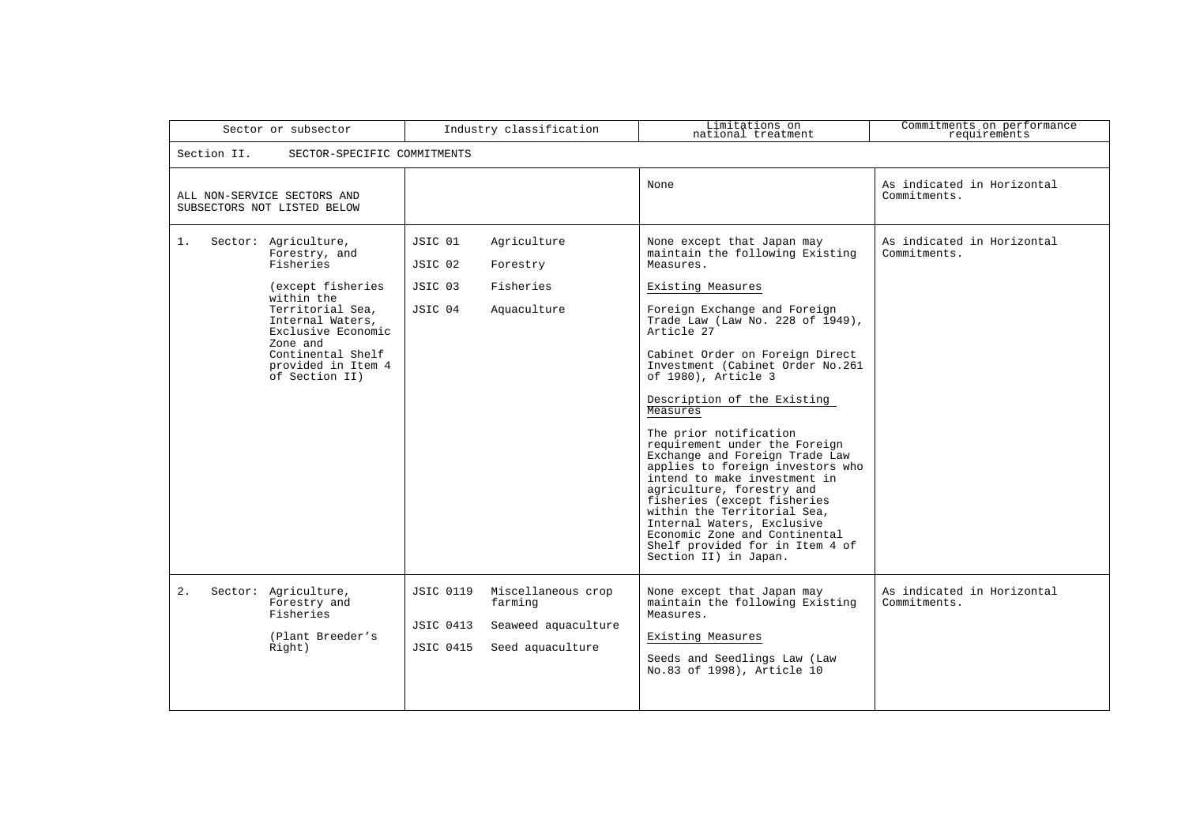| Sector or subsector | Industry classification | Limitations on national treatment | Commitments on performance requirements |
|---|---|---|---|
| Section II. SECTOR-SPECIFIC COMMITMENTS | | | |
| ALL NON-SERVICE SECTORS AND SUBSECTORS NOT LISTED BELOW | | None | As indicated in Horizontal Commitments. |
| 1. Sector: Agriculture, Forestry, and Fisheries<br><br>(except fisheries within the Territorial Sea, Internal Waters, Exclusive Economic Zone and Continental Shelf provided in Item 4 of Section II) | JSIC 01 Agriculture<br><br>JSIC 02 Forestry<br><br>JSIC 03 Fisheries<br><br>JSIC 04 Aquaculture | None except that Japan may maintain the following Existing Measures.<br><br>Existing Measures<br><br>Foreign Exchange and Foreign Trade Law (Law No. 228 of 1949), Article 27<br><br>Cabinet Order on Foreign Direct Investment (Cabinet Order No.261 of 1980), Article 3<br><br>Description of the Existing Measures<br><br>The prior notification requirement under the Foreign Exchange and Foreign Trade Law applies to foreign investors who intend to make investment in agriculture, forestry and fisheries (except fisheries within the Territorial Sea, Internal Waters, Exclusive Economic Zone and Continental Shelf provided for in Item 4 of Section II) in Japan. | As indicated in Horizontal Commitments. |
| 2. Sector: Agriculture, Forestry and Fisheries<br><br>(Plant Breeder's Right) | JSIC 0119 Miscellaneous crop farming<br><br>JSIC 0413 Seaweed aquaculture<br><br>JSIC 0415 Seed aquaculture | None except that Japan may maintain the following Existing Measures.<br><br>Existing Measures<br><br>Seeds and Seedlings Law (Law No.83 of 1998), Article 10 | As indicated in Horizontal Commitments. |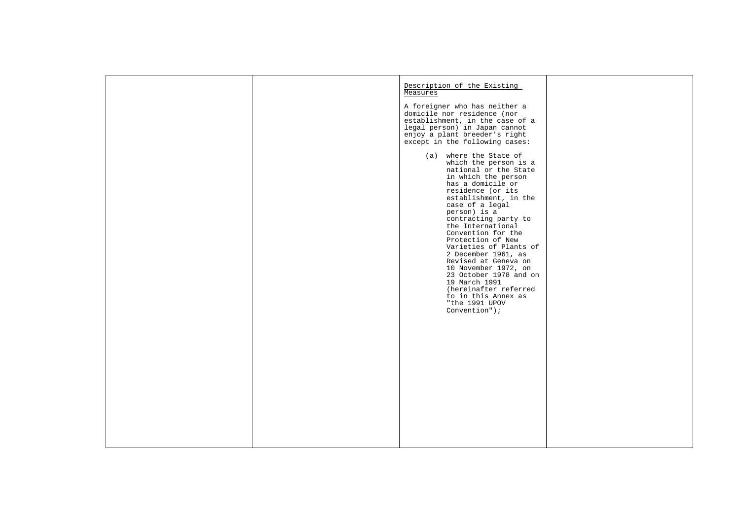| | | | |
|---|---|---|---|
| | | Description of the Existing Measures<br><br>A foreigner who has neither a domicile nor residence (nor establishment, in the case of a legal person) in Japan cannot enjoy a plant breeder's right except in the following cases:<br><br>(a) where the State of which the person is a national or the State in which the person has a domicile or residence (or its establishment, in the case of a legal person) is a contracting party to the International Convention for the Protection of New Varieties of Plants of 2 December 1961, as Revised at Geneva on 10 November 1972, on 23 October 1978 and on 19 March 1991 (hereinafter referred to in this Annex as "the 1991 UPOV Convention"); | |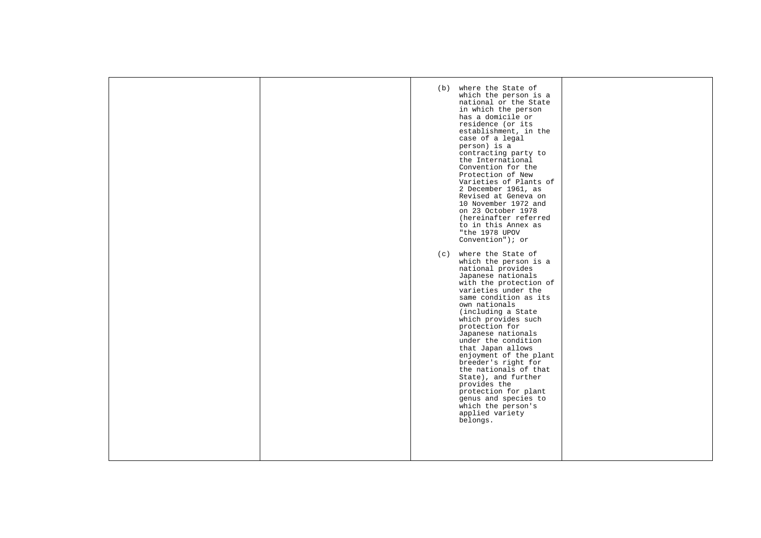| | | (b) where the State of which the person is a national or the State in which the person has a domicile or residence (or its establishment, in the case of a legal person) is a contracting party to the International Convention for the Protection of New Varieties of Plants of 2 December 1961, as Revised at Geneva on 10 November 1972 and on 23 October 1978 (hereinafter referred to in this Annex as "the 1978 UPOV Convention"); or<br><br>(c) where the State of which the person is a national provides Japanese nationals with the protection of varieties under the same condition as its own nationals (including a State which provides such protection for Japanese nationals under the condition that Japan allows enjoyment of the plant breeder's right for the nationals of that State), and further provides the protection for plant genus and species to which the person's applied variety belongs. | |
|---|---|---|---|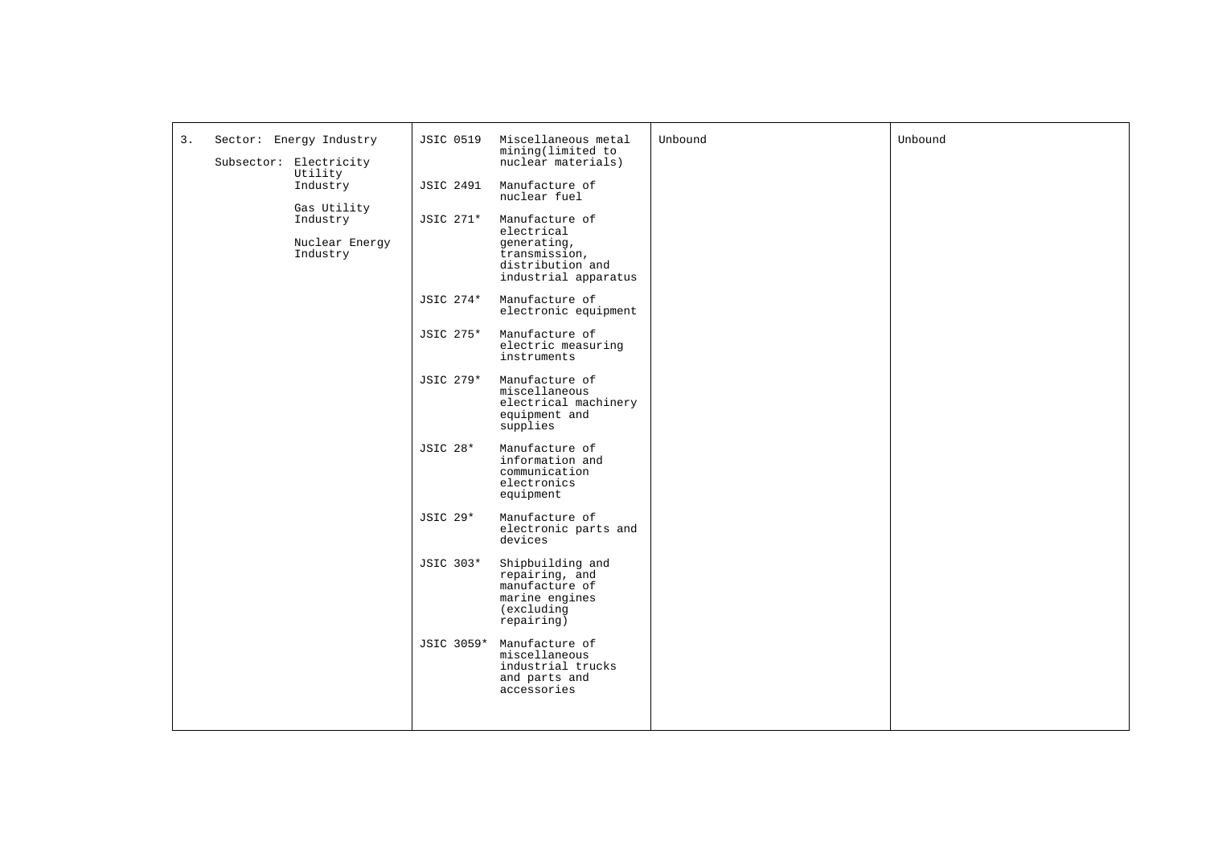| | | | |
|---|---|---|---|
| 3. Sector: Energy Industry<br><br>Subsector: Electricity Utility Industry<br><br>Gas Utility Industry<br><br>Nuclear Energy Industry | JSIC 0519 Miscellaneous metal mining(limited to nuclear materials)<br><br>JSIC 2491 Manufacture of nuclear fuel<br><br>JSIC 271* Manufacture of electrical generating, transmission, distribution and industrial apparatus<br><br>JSIC 274* Manufacture of electronic equipment<br><br>JSIC 275* Manufacture of electric measuring instruments<br><br>JSIC 279* Manufacture of miscellaneous electrical machinery equipment and supplies<br><br>JSIC 28* Manufacture of information and communication electronics equipment<br><br>JSIC 29* Manufacture of electronic parts and devices<br><br>JSIC 303* Shipbuilding and repairing, and manufacture of marine engines (excluding repairing)<br><br>JSIC 3059* Manufacture of miscellaneous industrial trucks and parts and accessories | Unbound | Unbound |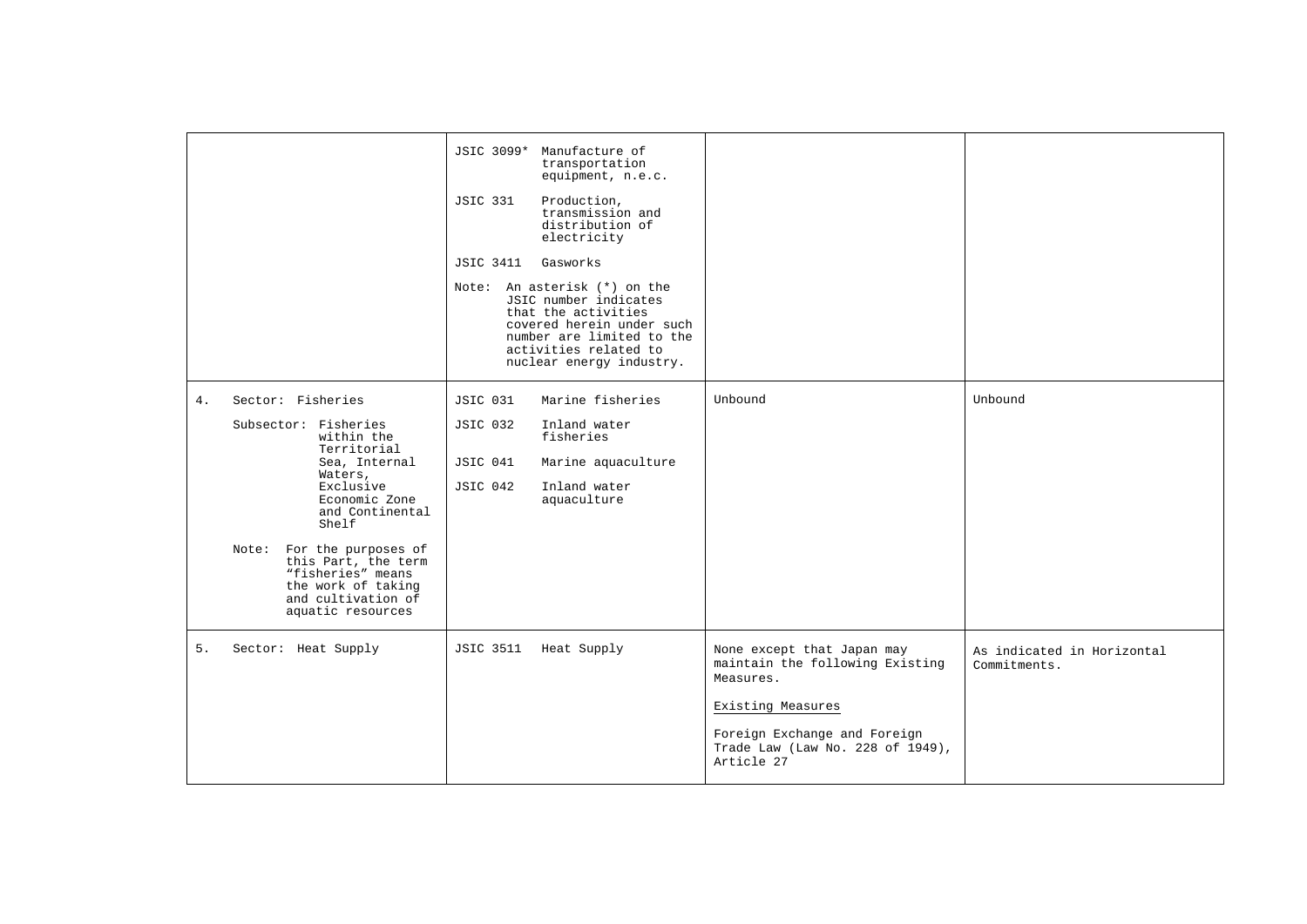|  |  |  |  |
|---|---|---|---|
|  | JSIC 3099* Manufacture of transportation equipment, n.e.c.<br><br>JSIC 331 Production, transmission and distribution of electricity<br><br>JSIC 3411 Gasworks<br><br>Note: An asterisk (*) on the JSIC number indicates that the activities covered herein under such number are limited to the activities related to nuclear energy industry. |  |  |
| 4. Sector: Fisheries<br><br>Subsector: Fisheries within the Territorial Sea, Internal Waters, Exclusive Economic Zone and Continental Shelf<br><br>Note: For the purposes of this Part, the term "fisheries" means the work of taking and cultivation of aquatic resources | JSIC 031 Marine fisheries<br><br>JSIC 032 Inland water fisheries<br><br>JSIC 041 Marine aquaculture<br><br>JSIC 042 Inland water aquaculture | Unbound | Unbound |
| 5. Sector: Heat Supply | JSIC 3511 Heat Supply | None except that Japan may maintain the following Existing Measures.<br><br>Existing Measures<br><br>Foreign Exchange and Foreign Trade Law (Law No. 228 of 1949), Article 27 | As indicated in Horizontal Commitments. |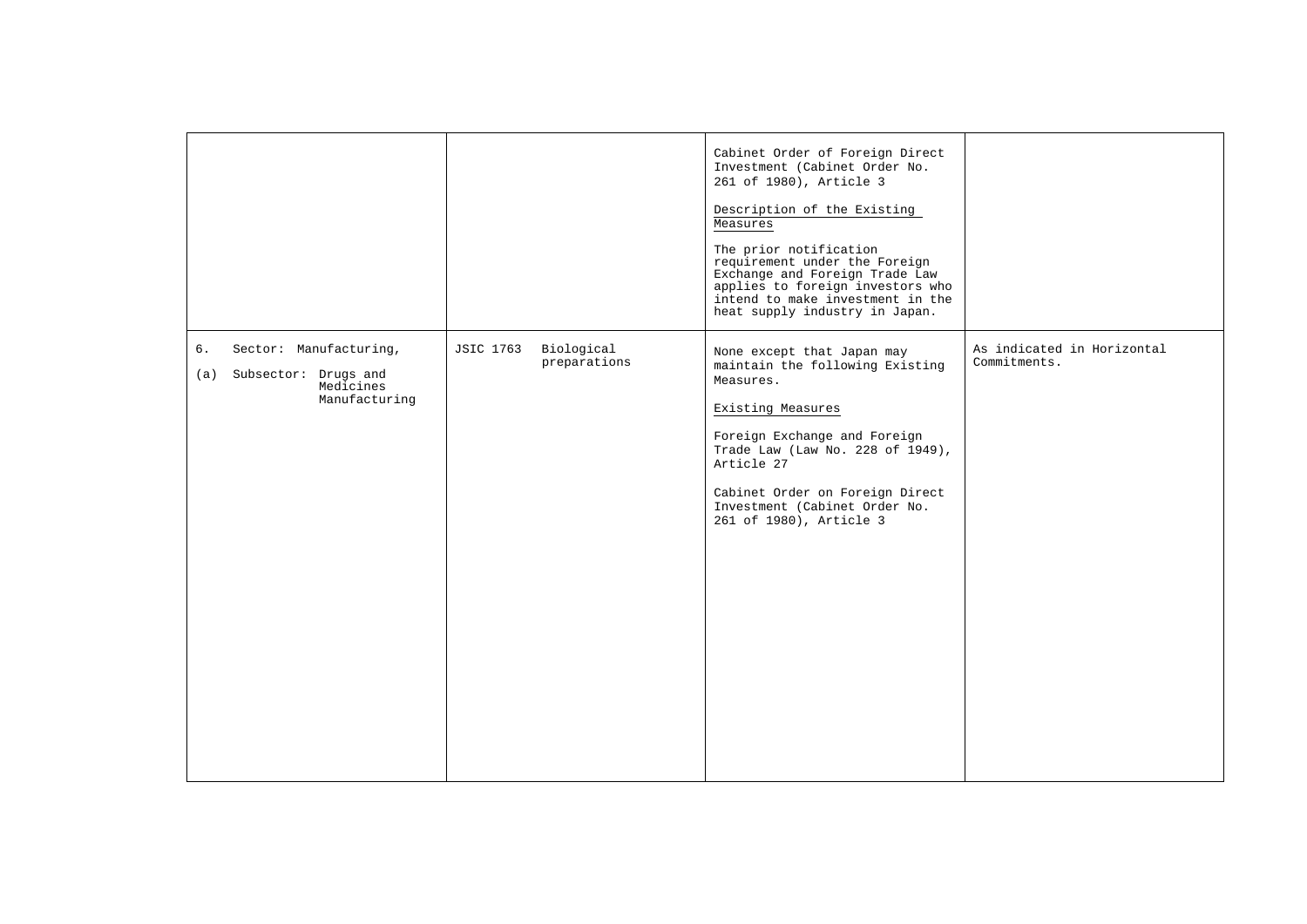| | | | |
|---|---|---|---|
| | | Cabinet Order of Foreign Direct Investment (Cabinet Order No. 261 of 1980), Article 3<br><br><u>Description of the Existing Measures</u><br><br>The prior notification requirement under the Foreign Exchange and Foreign Trade Law applies to foreign investors who intend to make investment in the heat supply industry in Japan. | |
| 6. Sector: Manufacturing,<br><br>(a) Subsector: Drugs and Medicines Manufacturing | JSIC 1763 Biological preparations | None except that Japan may maintain the following Existing Measures.<br><br><u>Existing Measures</u><br><br>Foreign Exchange and Foreign Trade Law (Law No. 228 of 1949), Article 27<br><br>Cabinet Order on Foreign Direct Investment (Cabinet Order No. 261 of 1980), Article 3 | As indicated in Horizontal Commitments. |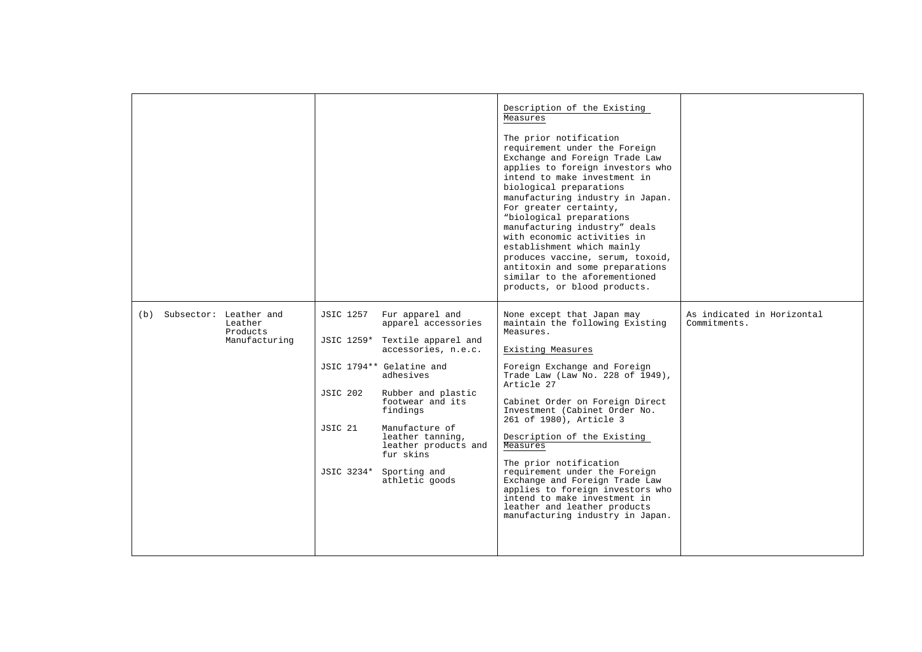| | | | |
|---|---|---|---|
| | | Description of the Existing Measures<br><br>The prior notification requirement under the Foreign Exchange and Foreign Trade Law applies to foreign investors who intend to make investment in biological preparations manufacturing industry in Japan. For greater certainty, "biological preparations manufacturing industry" deals with economic activities in establishment which mainly produces vaccine, serum, toxoid, antitoxin and some preparations similar to the aforementioned products, or blood products. | |
| (b) Subsector: Leather and Leather Products Manufacturing | JSIC 1257 Fur apparel and apparel accessories<br><br>JSIC 1259* Textile apparel and accessories, n.e.c.<br><br>JSIC 1794** Gelatine and adhesives<br><br>JSIC 202 Rubber and plastic footwear and its findings<br><br>JSIC 21 Manufacture of leather tanning, leather products and fur skins<br><br>JSIC 3234* Sporting and athletic goods | None except that Japan may maintain the following Existing Measures.<br><br>Existing Measures<br><br>Foreign Exchange and Foreign Trade Law (Law No. 228 of 1949), Article 27<br><br>Cabinet Order on Foreign Direct Investment (Cabinet Order No. 261 of 1980), Article 3<br><br>Description of the Existing Measures<br><br>The prior notification requirement under the Foreign Exchange and Foreign Trade Law applies to foreign investors who intend to make investment in leather and leather products manufacturing industry in Japan. | As indicated in Horizontal Commitments. |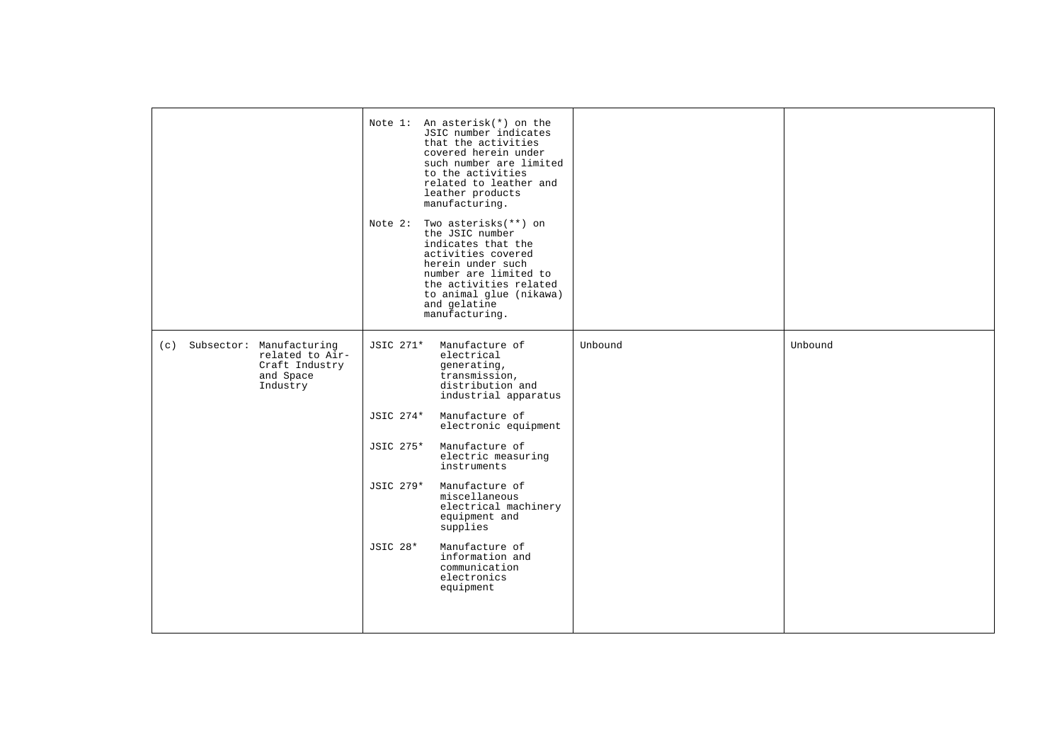|  |  |  |  |
|---|---|---|---|
|  | Note 1: An asterisk(*) on the JSIC number indicates that the activities covered herein under such number are limited to the activities related to leather and leather products manufacturing.<br><br>Note 2: Two asterisks(**) on the JSIC number indicates that the activities covered herein under such number are limited to the activities related to animal glue (nikawa) and gelatine manufacturing. |  |  |
| (c) Subsector: Manufacturing related to Air-Craft Industry and Space Industry | JSIC 271* Manufacture of electrical generating, transmission, distribution and industrial apparatus<br><br>JSIC 274* Manufacture of electronic equipment<br><br>JSIC 275* Manufacture of electric measuring instruments<br><br>JSIC 279* Manufacture of miscellaneous electrical machinery equipment and supplies<br><br>JSIC 28* Manufacture of information and communication electronics equipment | Unbound | Unbound |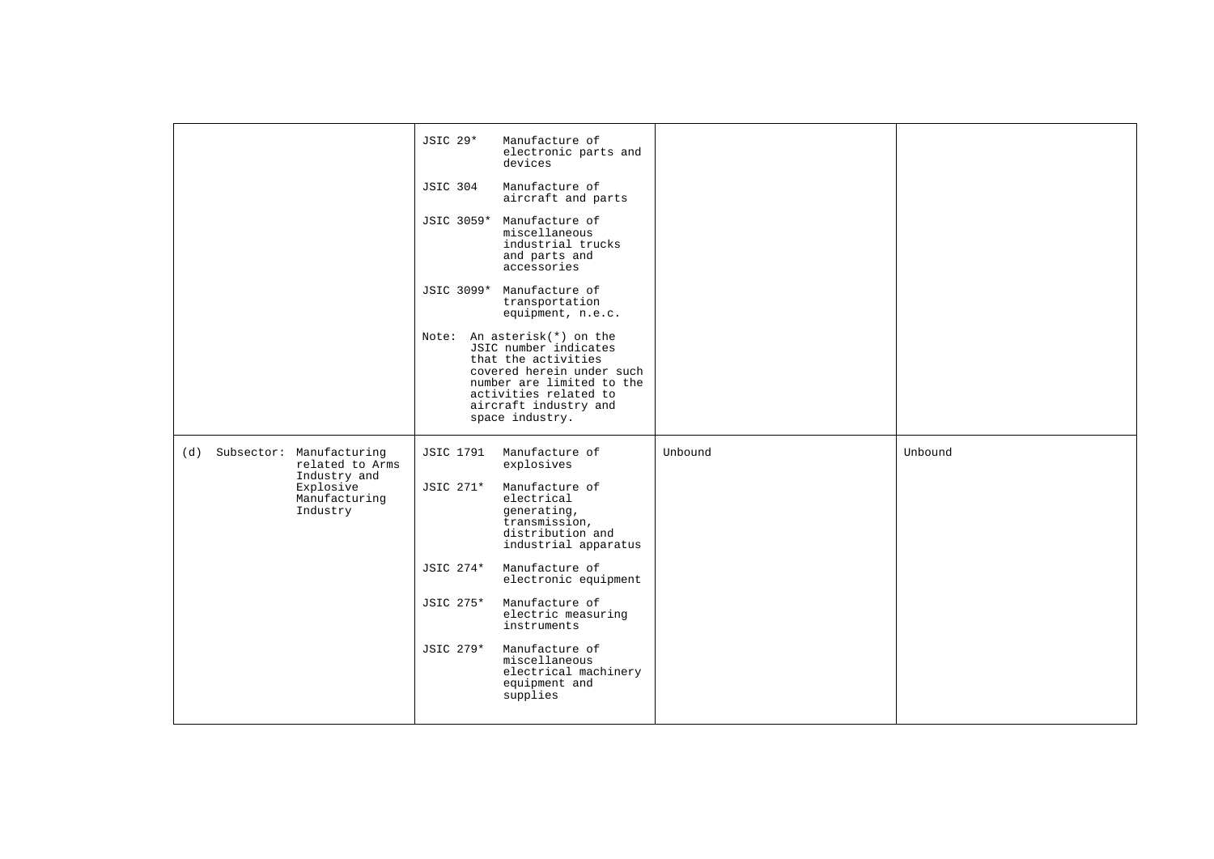| | | | |
|---|---|---|---|
| | JSIC 29* Manufacture of electronic parts and devices<br><br>JSIC 304 Manufacture of aircraft and parts<br><br>JSIC 3059* Manufacture of miscellaneous industrial trucks and parts and accessories<br><br>JSIC 3099* Manufacture of transportation equipment, n.e.c.<br><br>Note: An asterisk(*) on the JSIC number indicates that the activities covered herein under such number are limited to the activities related to aircraft industry and space industry. | | |
| (d) Subsector: Manufacturing related to Arms Industry and Explosive Manufacturing Industry | JSIC 1791 Manufacture of explosives<br><br>JSIC 271* Manufacture of electrical generating, transmission, distribution and industrial apparatus<br><br>JSIC 274* Manufacture of electronic equipment<br><br>JSIC 275* Manufacture of electric measuring instruments<br><br>JSIC 279* Manufacture of miscellaneous electrical machinery equipment and supplies | Unbound | Unbound |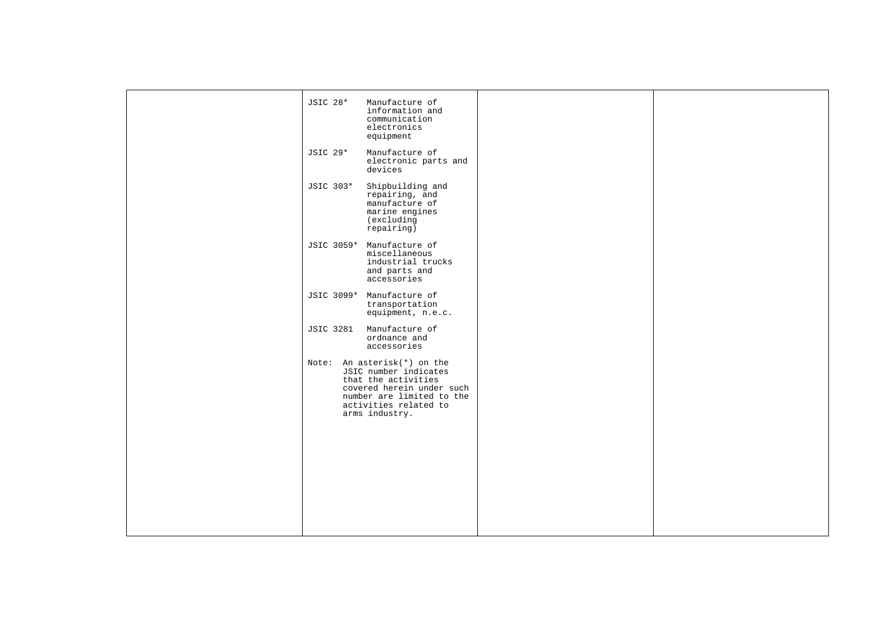| | | | |
|---|---|---|---|
| | JSIC 28* Manufacture of information and communication electronics equipment<br><br>JSIC 29* Manufacture of electronic parts and devices<br><br>JSIC 303* Shipbuilding and repairing, and manufacture of marine engines (excluding repairing)<br><br>JSIC 3059* Manufacture of miscellaneous industrial trucks and parts and accessories<br><br>JSIC 3099* Manufacture of transportation equipment, n.e.c.<br><br>JSIC 3281 Manufacture of ordnance and accessories<br><br>Note: An asterisk(*) on the JSIC number indicates that the activities covered herein under such number are limited to the activities related to arms industry. | | |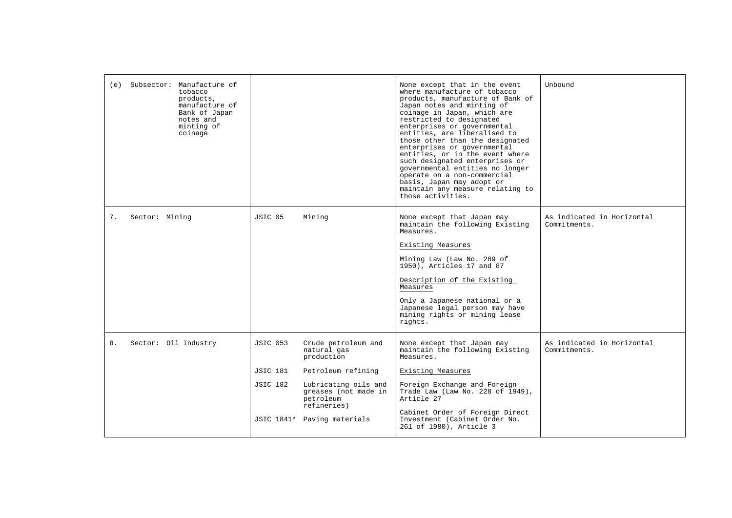| | | | |
|---|---|---|---|
| (e) Subsector: Manufacture of tobacco products, manufacture of Bank of Japan notes and minting of coinage | | None except that in the event where manufacture of tobacco products, manufacture of Bank of Japan notes and minting of coinage in Japan, which are restricted to designated enterprises or governmental entities, are liberalised to those other than the designated enterprises or governmental entities, or in the event where such designated enterprises or governmental entities no longer operate on a non-commercial basis, Japan may adopt or maintain any measure relating to those activities. | Unbound |
| 7. Sector: Mining | JSIC 05 Mining | None except that Japan may maintain the following Existing Measures.<br><br><u>Existing Measures</u><br><br>Mining Law (Law No. 289 of 1950), Articles 17 and 87<br><br><u>Description of the Existing Measures</u><br><br>Only a Japanese national or a Japanese legal person may have mining rights or mining lease rights. | As indicated in Horizontal Commitments. |
| 8. Sector: Oil Industry | JSIC 053 Crude petroleum and natural gas production<br><br>JSIC 181 Petroleum refining<br><br>JSIC 182 Lubricating oils and greases (not made in petroleum refineries)<br><br>JSIC 1841* Paving materials | None except that Japan may maintain the following Existing Measures.<br><br><u>Existing Measures</u><br><br>Foreign Exchange and Foreign Trade Law (Law No. 228 of 1949), Article 27<br><br>Cabinet Order of Foreign Direct Investment (Cabinet Order No. 261 of 1980), Article 3 | As indicated in Horizontal Commitments. |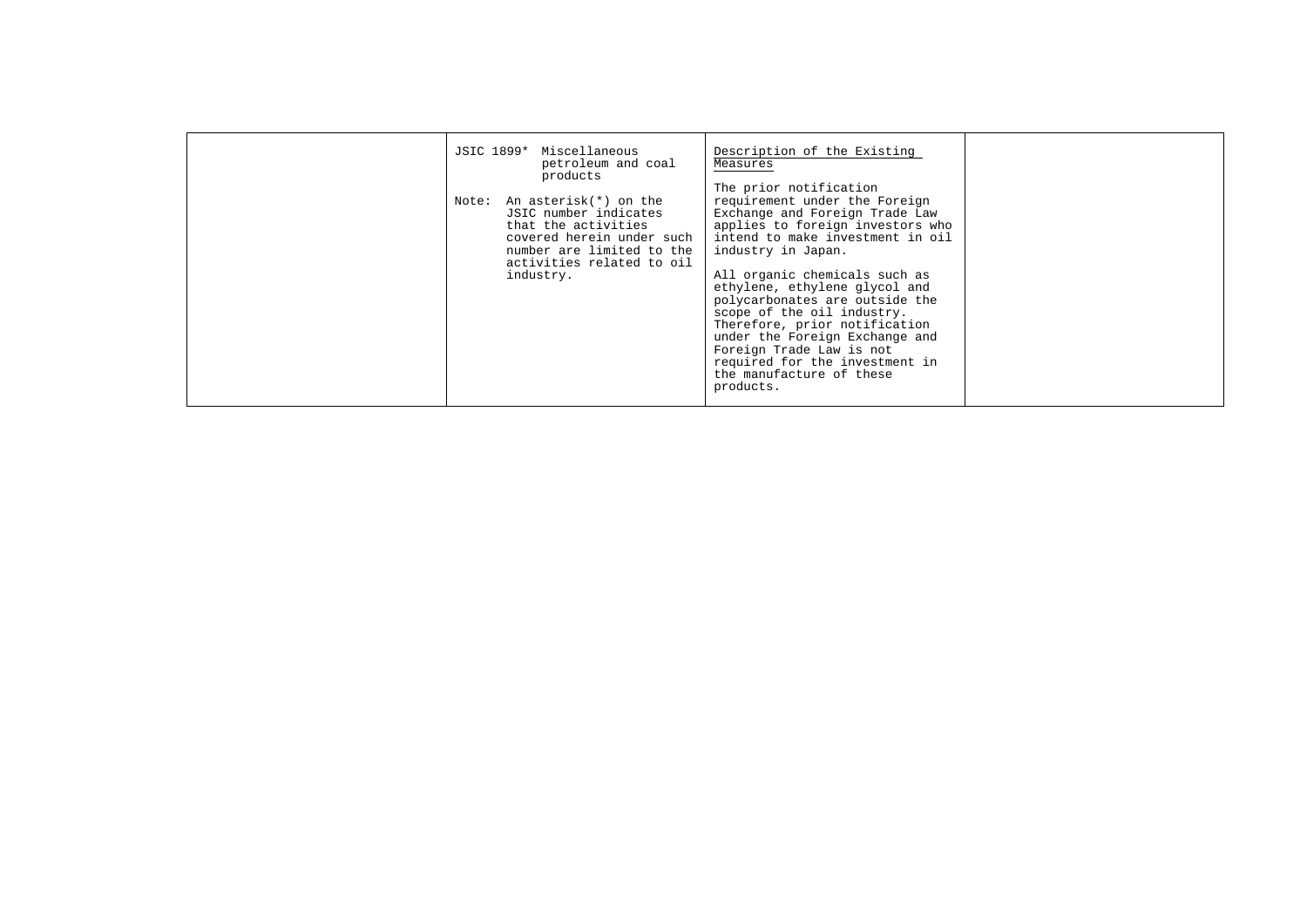| | | | |
|---|---|---|---|
| | JSIC 1899* Miscellaneous petroleum and coal products<br><br>Note: An asterisk(*) on the JSIC number indicates that the activities covered herein under such number are limited to the activities related to oil industry. | <u>Description of the Existing Measures</u><br><br>The prior notification requirement under the Foreign Exchange and Foreign Trade Law applies to foreign investors who intend to make investment in oil industry in Japan.<br><br>All organic chemicals such as ethylene, ethylene glycol and polycarbonates are outside the scope of the oil industry. Therefore, prior notification under the Foreign Exchange and Foreign Trade Law is not required for the investment in the manufacture of these products. | |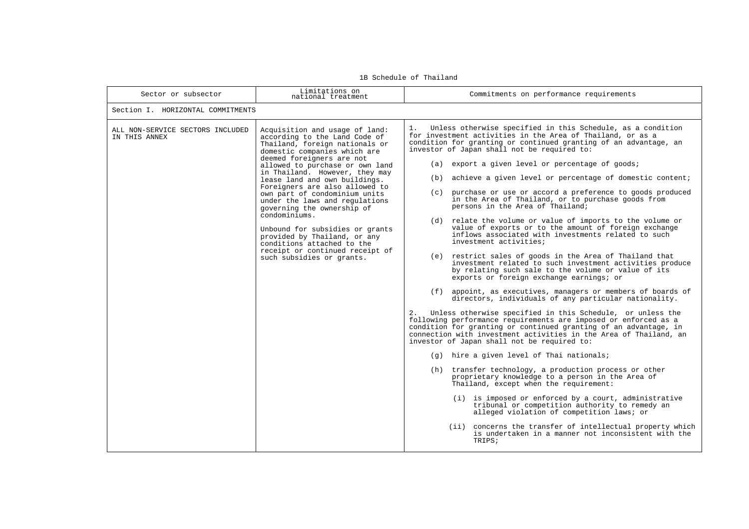1B Schedule of Thailand

| Sector or subsector | Limitations on national treatment | Commitments on performance requirements |
|---|---|---|
| Section I. HORIZONTAL COMMITMENTS | | |
| ALL NON-SERVICE SECTORS INCLUDED IN THIS ANNEX | Acquisition and usage of land: according to the Land Code of Thailand, foreign nationals or domestic companies which are deemed foreigners are not allowed to purchase or own land in Thailand. However, they may lease land and own buildings. Foreigners are also allowed to own part of condominium units under the laws and regulations governing the ownership of condominiums.<br><br>Unbound for subsidies or grants provided by Thailand, or any conditions attached to the receipt or continued receipt of such subsidies or grants. | 1. Unless otherwise specified in this Schedule, as a condition for investment activities in the Area of Thailand, or as a condition for granting or continued granting of an advantage, an investor of Japan shall not be required to:<br><br>(a) export a given level or percentage of goods;<br><br>(b) achieve a given level or percentage of domestic content;<br><br>(c) purchase or use or accord a preference to goods produced in the Area of Thailand, or to purchase goods from persons in the Area of Thailand;<br><br>(d) relate the volume or value of imports to the volume or value of exports or to the amount of foreign exchange inflows associated with investments related to such investment activities;<br><br>(e) restrict sales of goods in the Area of Thailand that investment related to such investment activities produce by relating such sale to the volume or value of its exports or foreign exchange earnings; or<br><br>(f) appoint, as executives, managers or members of boards of directors, individuals of any particular nationality.<br><br>2. Unless otherwise specified in this Schedule, or unless the following performance requirements are imposed or enforced as a condition for granting or continued granting of an advantage, in connection with investment activities in the Area of Thailand, an investor of Japan shall not be required to:<br><br>(g) hire a given level of Thai nationals;<br><br>(h) transfer technology, a production process or other proprietary knowledge to a person in the Area of Thailand, except when the requirement:<br><br>(i) is imposed or enforced by a court, administrative tribunal or competition authority to remedy an alleged violation of competition laws; or<br><br>(ii) concerns the transfer of intellectual property which is undertaken in a manner not inconsistent with the TRIPS; |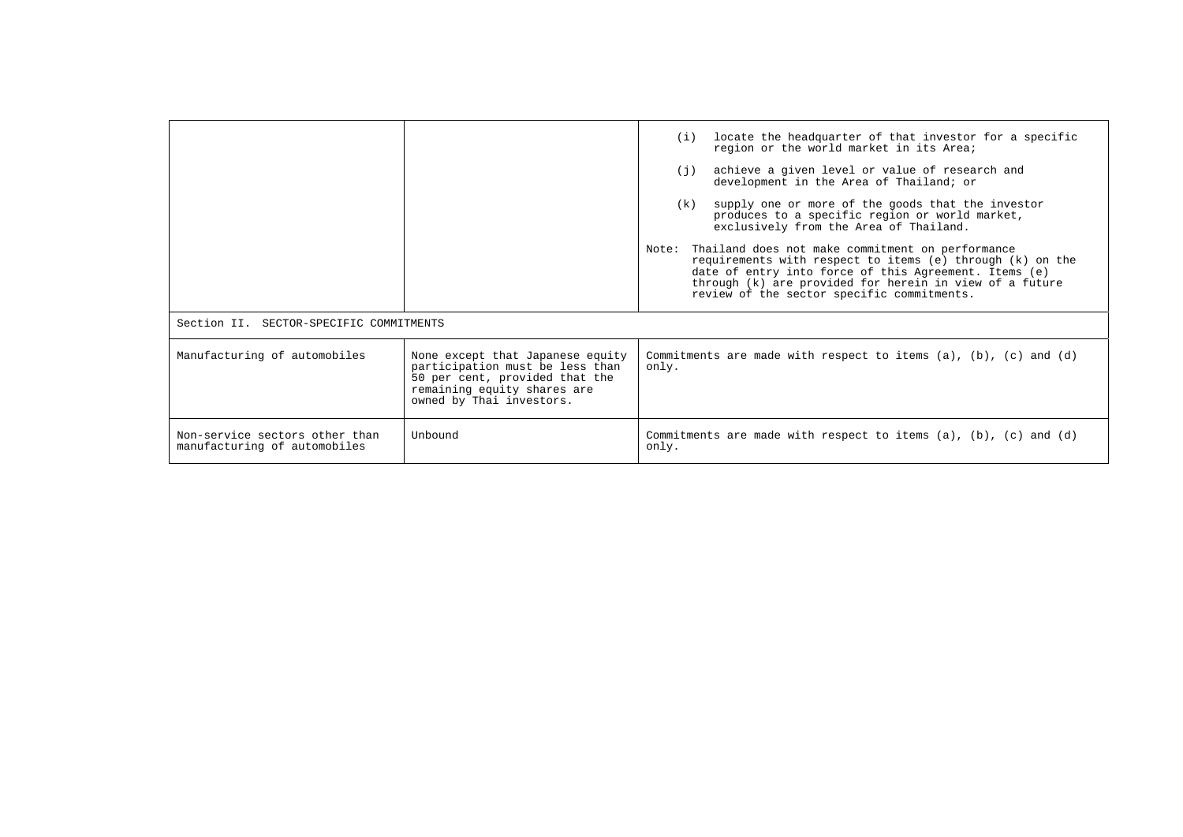| | | |
|---|---|---|
| | | (i) locate the headquarter of that investor for a specific region or the world market in its Area;<br><br>(j) achieve a given level or value of research and development in the Area of Thailand; or<br><br>(k) supply one or more of the goods that the investor produces to a specific region or world market, exclusively from the Area of Thailand.<br><br>Note: Thailand does not make commitment on performance requirements with respect to items (e) through (k) on the date of entry into force of this Agreement. Items (e) through (k) are provided for herein in view of a future review of the sector specific commitments. |
| Section II. SECTOR-SPECIFIC COMMITMENTS | | |
| Manufacturing of automobiles | None except that Japanese equity participation must be less than 50 per cent, provided that the remaining equity shares are owned by Thai investors. | Commitments are made with respect to items (a), (b), (c) and (d) only. |
| Non-service sectors other than manufacturing of automobiles | Unbound | Commitments are made with respect to items (a), (b), (c) and (d) only. |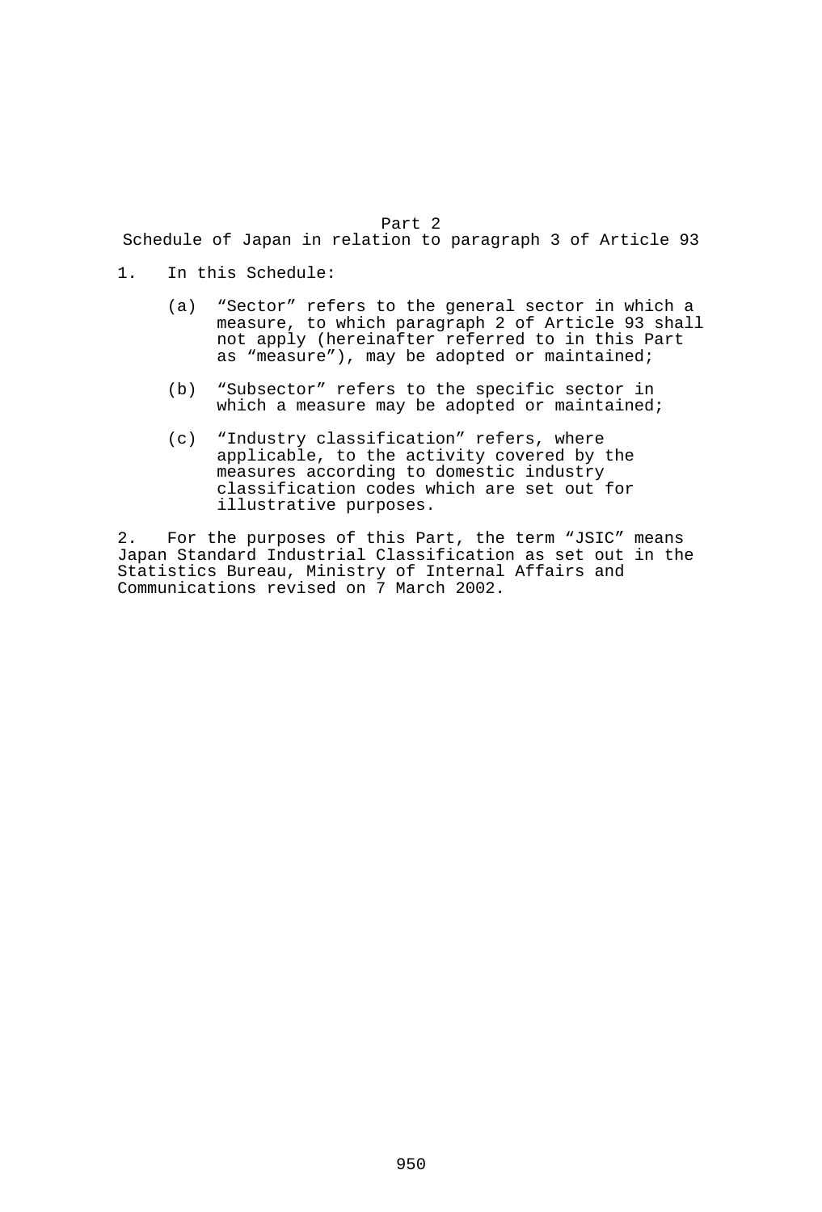## Part 2
## Schedule of Japan in relation to paragraph 3 of Article 93

1. In this Schedule:

   (a) "Sector" refers to the general sector in which a measure, to which paragraph 2 of Article 93 shall not apply (hereinafter referred to in this Part as "measure"), may be adopted or maintained;

   (b) "Subsector" refers to the specific sector in which a measure may be adopted or maintained;

   (c) "Industry classification" refers, where applicable, to the activity covered by the measures according to domestic industry classification codes which are set out for illustrative purposes.

2. For the purposes of this Part, the term "JSIC" means Japan Standard Industrial Classification as set out in the Statistics Bureau, Ministry of Internal Affairs and Communications revised on 7 March 2002.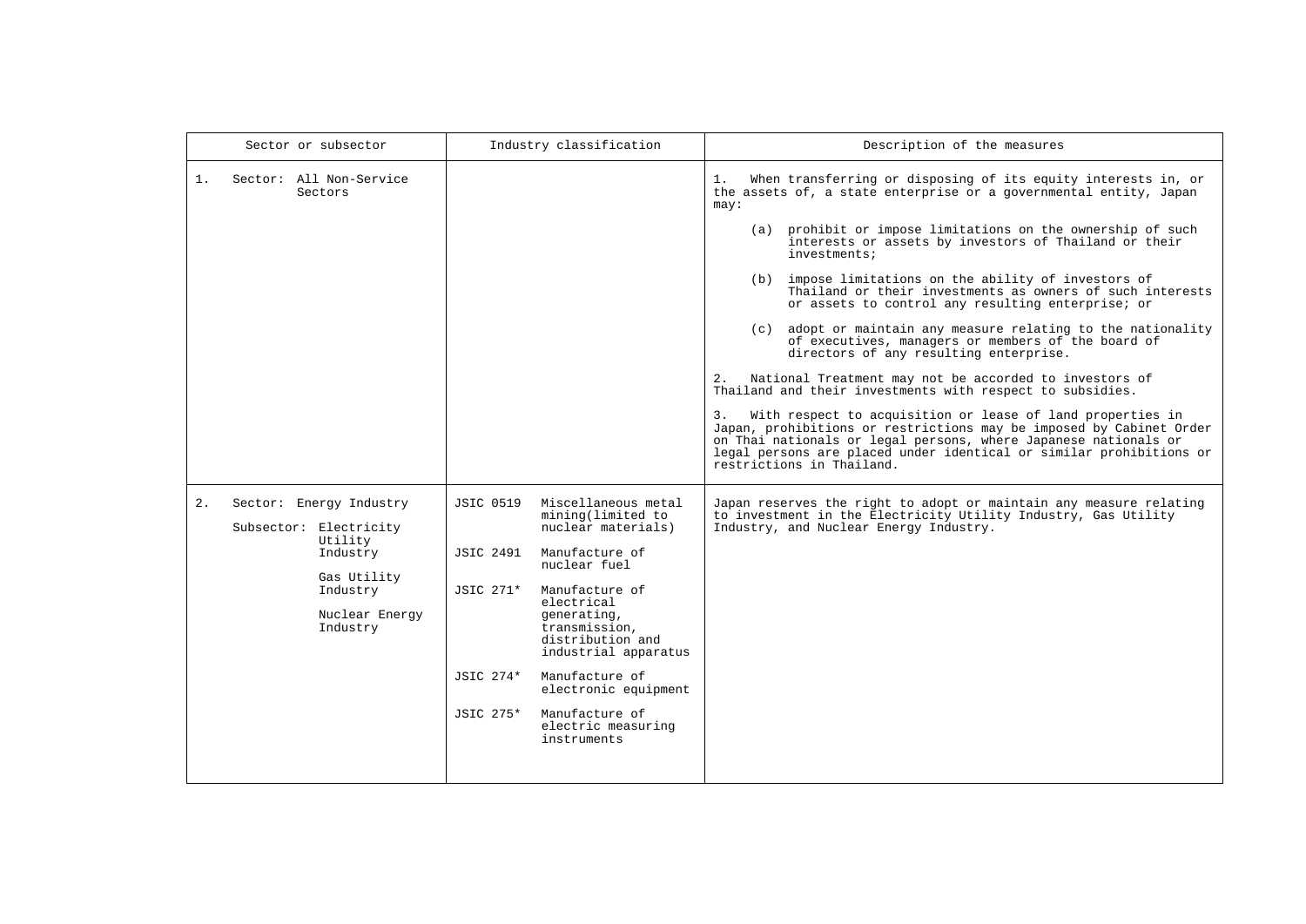| Sector or subsector | Industry classification | Description of the measures |
|---|---|---|
| 1. Sector: All Non-Service Sectors | | 1. When transferring or disposing of its equity interests in, or the assets of, a state enterprise or a governmental entity, Japan may:<br><br>(a) prohibit or impose limitations on the ownership of such interests or assets by investors of Thailand or their investments;<br><br>(b) impose limitations on the ability of investors of Thailand or their investments as owners of such interests or assets to control any resulting enterprise; or<br><br>(c) adopt or maintain any measure relating to the nationality of executives, managers or members of the board of directors of any resulting enterprise.<br><br>2. National Treatment may not be accorded to investors of Thailand and their investments with respect to subsidies.<br><br>3. With respect to acquisition or lease of land properties in Japan, prohibitions or restrictions may be imposed by Cabinet Order on Thai nationals or legal persons, where Japanese nationals or legal persons are placed under identical or similar prohibitions or restrictions in Thailand. |
| 2. Sector: Energy Industry<br><br>Subsector: Electricity Utility Industry<br><br>Gas Utility Industry<br><br>Nuclear Energy Industry | JSIC 0519 Miscellaneous metal mining(limited to nuclear materials)<br><br>JSIC 2491 Manufacture of nuclear fuel<br><br>JSIC 271* Manufacture of electrical generating, transmission, distribution and industrial apparatus<br><br>JSIC 274* Manufacture of electronic equipment<br><br>JSIC 275* Manufacture of electric measuring instruments | Japan reserves the right to adopt or maintain any measure relating to investment in the Electricity Utility Industry, Gas Utility Industry, and Nuclear Energy Industry. |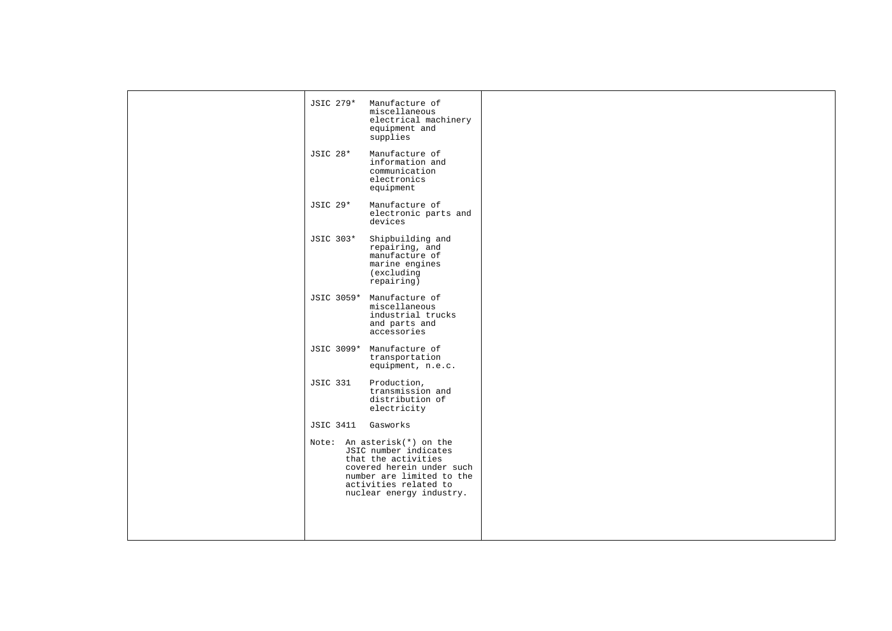| | | |
|---|---|---|
| | JSIC 279* Manufacture of miscellaneous electrical machinery equipment and supplies<br><br>JSIC 28* Manufacture of information and communication electronics equipment<br><br>JSIC 29* Manufacture of electronic parts and devices<br><br>JSIC 303* Shipbuilding and repairing, and manufacture of marine engines (excluding repairing)<br><br>JSIC 3059* Manufacture of miscellaneous industrial trucks and parts and accessories<br><br>JSIC 3099* Manufacture of transportation equipment, n.e.c.<br><br>JSIC 331 Production, transmission and distribution of electricity<br><br>JSIC 3411 Gasworks<br><br>Note: An asterisk(*) on the JSIC number indicates that the activities covered herein under such number are limited to the activities related to nuclear energy industry. | |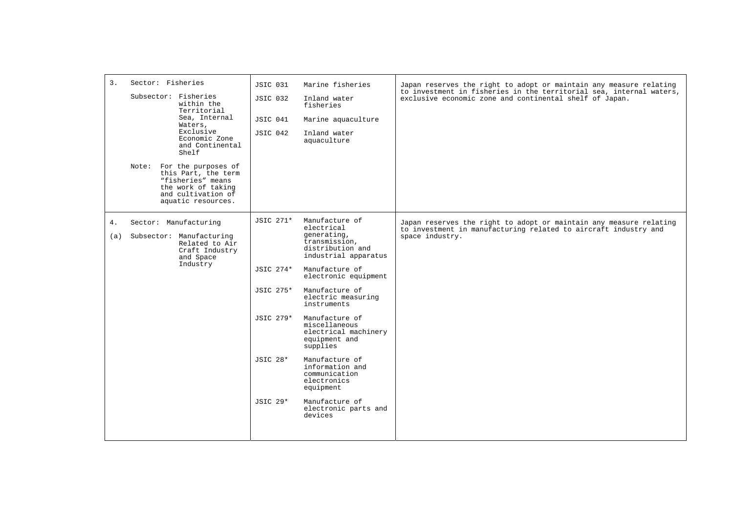| | | |
|---|---|---|
| 3. Sector: Fisheries<br><br>Subsector: Fisheries within the Territorial Sea, Internal Waters, Exclusive Economic Zone and Continental Shelf<br><br>Note: For the purposes of this Part, the term "fisheries" means the work of taking and cultivation of aquatic resources. | JSIC 031 Marine fisheries<br><br>JSIC 032 Inland water fisheries<br><br>JSIC 041 Marine aquaculture<br><br>JSIC 042 Inland water aquaculture | Japan reserves the right to adopt or maintain any measure relating to investment in fisheries in the territorial sea, internal waters, exclusive economic zone and continental shelf of Japan. |
| 4. Sector: Manufacturing<br><br>(a) Subsector: Manufacturing Related to Air Craft Industry and Space Industry | JSIC 271* Manufacture of electrical generating, transmission, distribution and industrial apparatus<br><br>JSIC 274* Manufacture of electronic equipment<br><br>JSIC 275* Manufacture of electric measuring instruments<br><br>JSIC 279* Manufacture of miscellaneous electrical machinery equipment and supplies<br><br>JSIC 28* Manufacture of information and communication electronics equipment<br><br>JSIC 29* Manufacture of electronic parts and devices | Japan reserves the right to adopt or maintain any measure relating to investment in manufacturing related to aircraft industry and space industry. |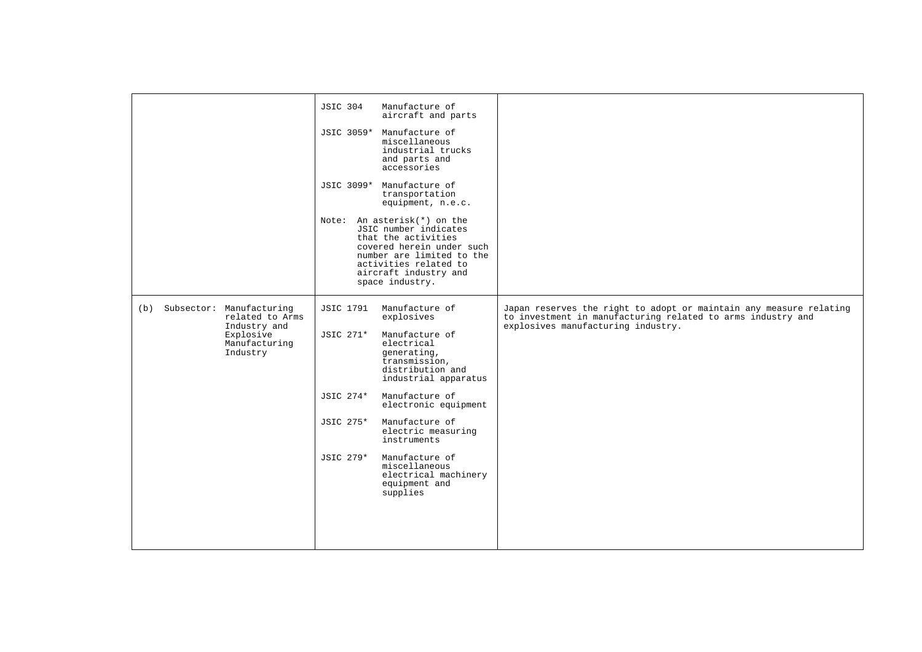| | | |
|---|---|---|
| | JSIC 304 Manufacture of aircraft and parts<br><br>JSIC 3059* Manufacture of miscellaneous industrial trucks and parts and accessories<br><br>JSIC 3099* Manufacture of transportation equipment, n.e.c.<br><br>Note: An asterisk(*) on the JSIC number indicates that the activities covered herein under such number are limited to the activities related to aircraft industry and space industry. | |
| (b) Subsector: Manufacturing related to Arms Industry and Explosive Manufacturing Industry | JSIC 1791 Manufacture of explosives<br><br>JSIC 271* Manufacture of electrical generating, transmission, distribution and industrial apparatus<br><br>JSIC 274* Manufacture of electronic equipment<br><br>JSIC 275* Manufacture of electric measuring instruments<br><br>JSIC 279* Manufacture of miscellaneous electrical machinery equipment and supplies | Japan reserves the right to adopt or maintain any measure relating to investment in manufacturing related to arms industry and explosives manufacturing industry. |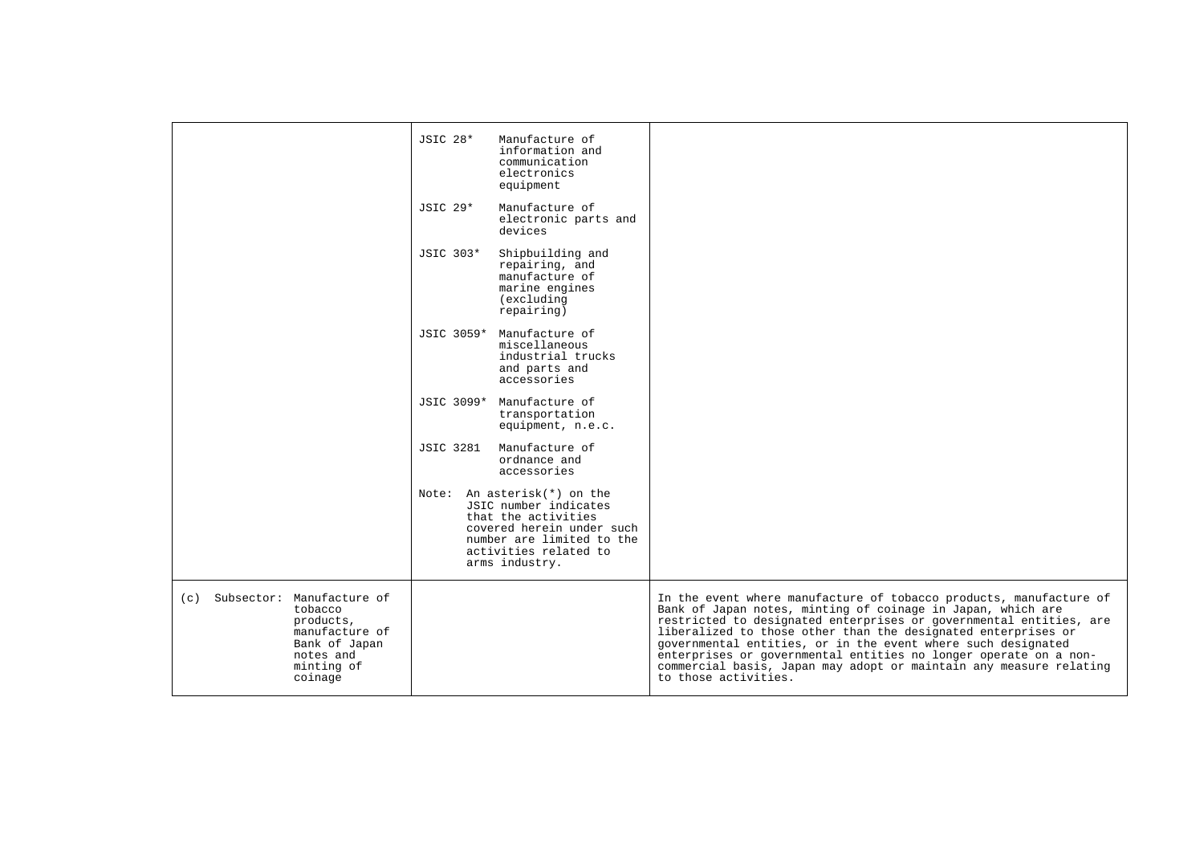| | | |
|---|---|---|
| | JSIC 28* Manufacture of information and communication electronics equipment<br><br>JSIC 29* Manufacture of electronic parts and devices<br><br>JSIC 303* Shipbuilding and repairing, and manufacture of marine engines (excluding repairing)<br><br>JSIC 3059* Manufacture of miscellaneous industrial trucks and parts and accessories<br><br>JSIC 3099* Manufacture of transportation equipment, n.e.c.<br><br>JSIC 3281 Manufacture of ordnance and accessories<br><br>Note: An asterisk(*) on the JSIC number indicates that the activities covered herein under such number are limited to the activities related to arms industry. | |
| (c) Subsector: Manufacture of tobacco products, manufacture of Bank of Japan notes and minting of coinage | | In the event where manufacture of tobacco products, manufacture of Bank of Japan notes, minting of coinage in Japan, which are restricted to designated enterprises or governmental entities, are liberalized to those other than the designated enterprises or governmental entities, or in the event where such designated enterprises or governmental entities no longer operate on a non-commercial basis, Japan may adopt or maintain any measure relating to those activities. |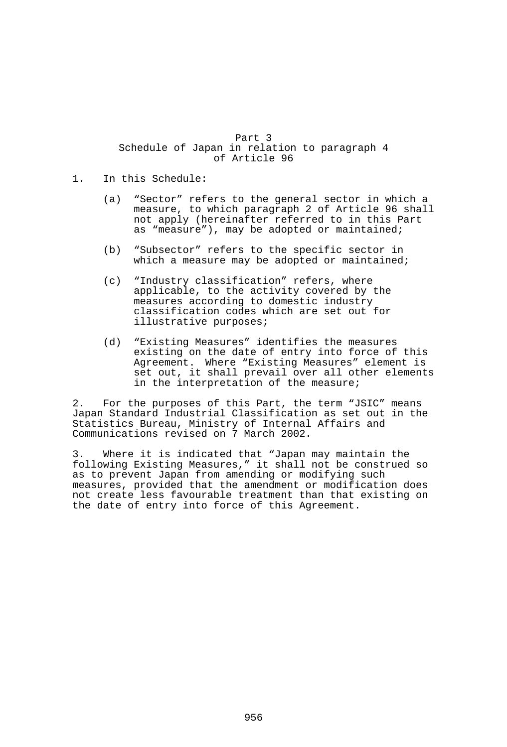## Part 3
## Schedule of Japan in relation to paragraph 4 of Article 96

1. In this Schedule:

   (a) "Sector" refers to the general sector in which a measure, to which paragraph 2 of Article 96 shall not apply (hereinafter referred to in this Part as "measure"), may be adopted or maintained;

   (b) "Subsector" refers to the specific sector in which a measure may be adopted or maintained;

   (c) "Industry classification" refers, where applicable, to the activity covered by the measures according to domestic industry classification codes which are set out for illustrative purposes;

   (d) "Existing Measures" identifies the measures existing on the date of entry into force of this Agreement. Where "Existing Measures" element is set out, it shall prevail over all other elements in the interpretation of the measure;

2. For the purposes of this Part, the term "JSIC" means Japan Standard Industrial Classification as set out in the Statistics Bureau, Ministry of Internal Affairs and Communications revised on 7 March 2002.

3. Where it is indicated that "Japan may maintain the following Existing Measures," it shall not be construed so as to prevent Japan from amending or modifying such measures, provided that the amendment or modification does not create less favourable treatment than that existing on the date of entry into force of this Agreement.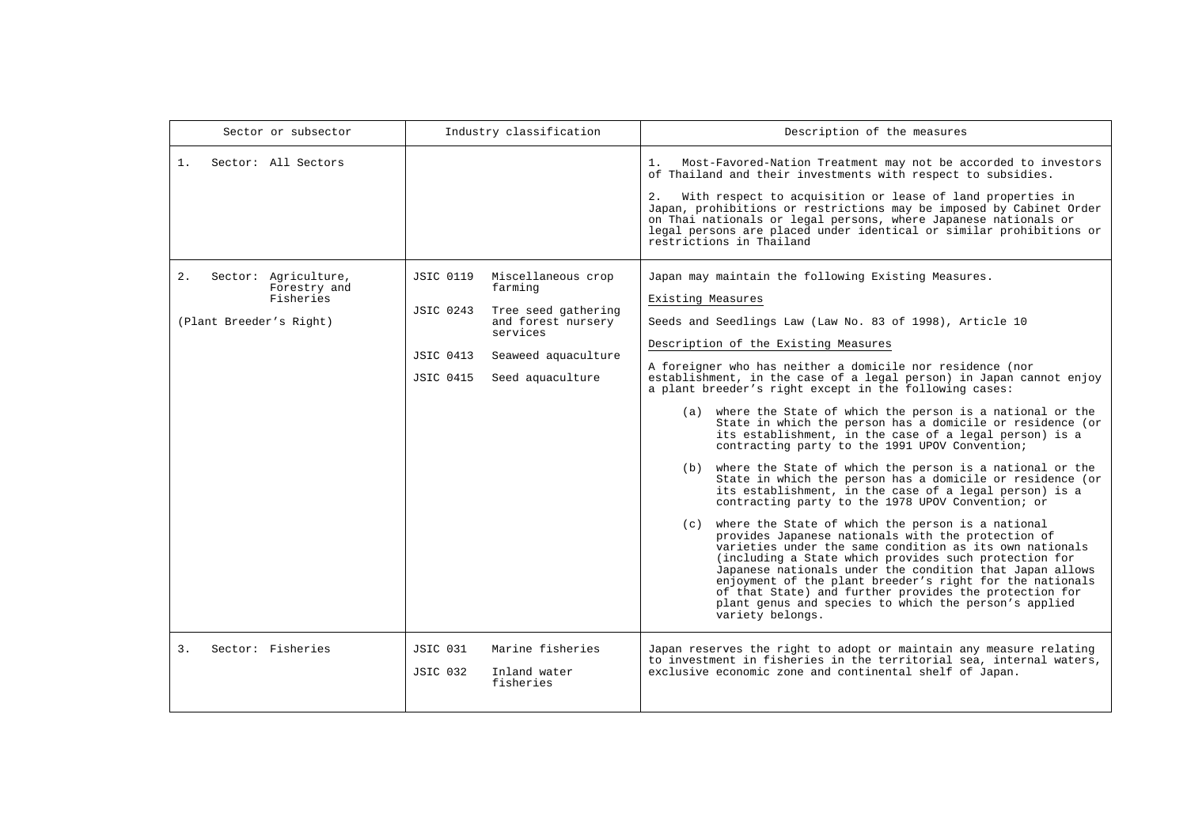| Sector or subsector | Industry classification | Description of the measures |
| --- | --- | --- |
| 1. Sector: All Sectors | | 1. Most-Favored-Nation Treatment may not be accorded to investors of Thailand and their investments with respect to subsidies.<br><br>2. With respect to acquisition or lease of land properties in Japan, prohibitions or restrictions may be imposed by Cabinet Order on Thai nationals or legal persons, where Japanese nationals or legal persons are placed under identical or similar prohibitions or restrictions in Thailand |
| 2. Sector: Agriculture, Forestry and Fisheries<br><br>(Plant Breeder's Right) | JSIC 0119 Miscellaneous crop farming<br><br>JSIC 0243 Tree seed gathering and forest nursery services<br><br>JSIC 0413 Seaweed aquaculture<br><br>JSIC 0415 Seed aquaculture | Japan may maintain the following Existing Measures.<br><br>Existing Measures<br><br>Seeds and Seedlings Law (Law No. 83 of 1998), Article 10<br><br>Description of the Existing Measures<br><br>A foreigner who has neither a domicile nor residence (nor establishment, in the case of a legal person) in Japan cannot enjoy a plant breeder's right except in the following cases:<br><br>(a) where the State of which the person is a national or the State in which the person has a domicile or residence (or its establishment, in the case of a legal person) is a contracting party to the 1991 UPOV Convention;<br><br>(b) where the State of which the person is a national or the State in which the person has a domicile or residence (or its establishment, in the case of a legal person) is a contracting party to the 1978 UPOV Convention; or<br><br>(c) where the State of which the person is a national provides Japanese nationals with the protection of varieties under the same condition as its own nationals (including a State which provides such protection for Japanese nationals under the condition that Japan allows enjoyment of the plant breeder's right for the nationals of that State) and further provides the protection for plant genus and species to which the person's applied variety belongs. |
| 3. Sector: Fisheries | JSIC 031 Marine fisheries<br><br>JSIC 032 Inland water fisheries | Japan reserves the right to adopt or maintain any measure relating to investment in fisheries in the territorial sea, internal waters, exclusive economic zone and continental shelf of Japan. |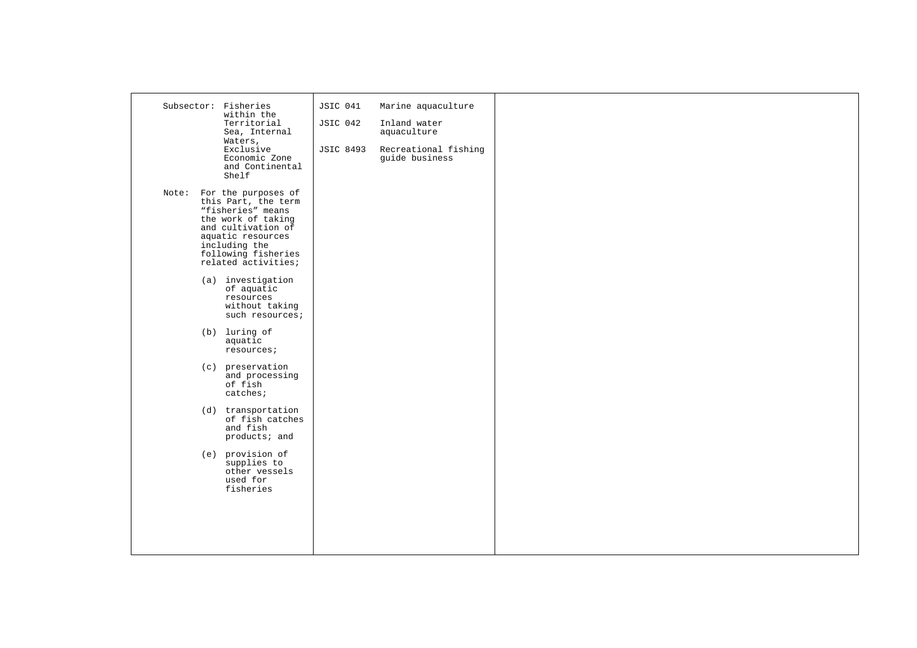| | | |
|---|---|---|
| Subsector: Fisheries within the Territorial Sea, Internal Waters, Exclusive Economic Zone and Continental Shelf<br><br>Note: For the purposes of this Part, the term "fisheries" means the work of taking and cultivation of aquatic resources including the following fisheries related activities;<br><br>(a) investigation of aquatic resources without taking such resources;<br><br>(b) luring of aquatic resources;<br><br>(c) preservation and processing of fish catches;<br><br>(d) transportation of fish catches and fish products; and<br><br>(e) provision of supplies to other vessels used for fisheries | JSIC 041 Marine aquaculture<br><br>JSIC 042 Inland water aquaculture<br><br>JSIC 8493 Recreational fishing guide business | |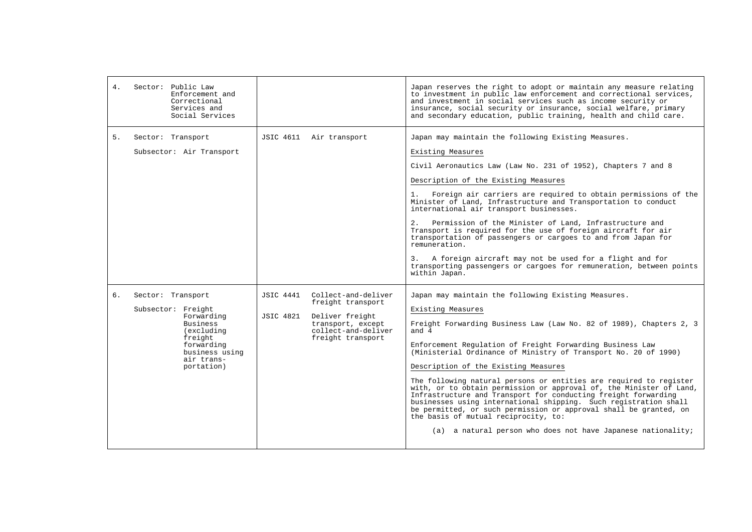| | | |
|---|---|---|
| 4. Sector: Public Law Enforcement and Correctional Services and Social Services | | Japan reserves the right to adopt or maintain any measure relating to investment in public law enforcement and correctional services, and investment in social services such as income security or insurance, social security or insurance, social welfare, primary and secondary education, public training, health and child care. |
| 5. Sector: Transport<br><br>Subsector: Air Transport | JSIC 4611 Air transport | Japan may maintain the following Existing Measures.<br><br><u>Existing Measures</u><br><br>Civil Aeronautics Law (Law No. 231 of 1952), Chapters 7 and 8<br><br><u>Description of the Existing Measures</u><br><br>1. Foreign air carriers are required to obtain permissions of the Minister of Land, Infrastructure and Transportation to conduct international air transport businesses.<br><br>2. Permission of the Minister of Land, Infrastructure and Transport is required for the use of foreign aircraft for air transportation of passengers or cargoes to and from Japan for remuneration.<br><br>3. A foreign aircraft may not be used for a flight and for transporting passengers or cargoes for remuneration, between points within Japan. |
| 6. Sector: Transport<br><br>Subsector: Freight Forwarding Business (excluding freight forwarding business using air trans-portation) | JSIC 4441 Collect-and-deliver freight transport<br><br>JSIC 4821 Deliver freight transport, except collect-and-deliver freight transport | Japan may maintain the following Existing Measures.<br><br><u>Existing Measures</u><br><br>Freight Forwarding Business Law (Law No. 82 of 1989), Chapters 2, 3 and 4<br><br>Enforcement Regulation of Freight Forwarding Business Law (Ministerial Ordinance of Ministry of Transport No. 20 of 1990)<br><br><u>Description of the Existing Measures</u><br><br>The following natural persons or entities are required to register with, or to obtain permission or approval of, the Minister of Land, Infrastructure and Transport for conducting freight forwarding businesses using international shipping. Such registration shall be permitted, or such permission or approval shall be granted, on the basis of mutual reciprocity, to:<br><br>(a) a natural person who does not have Japanese nationality; |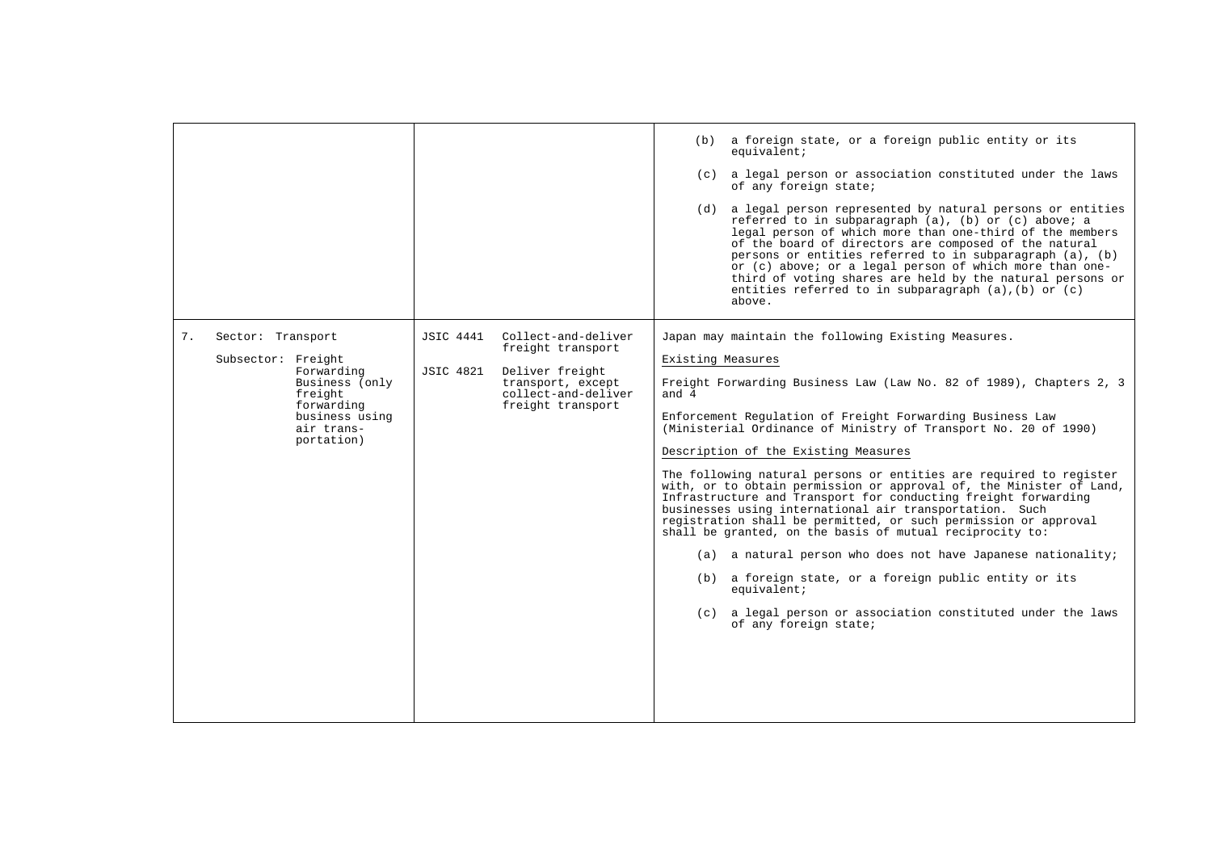| | | |
|---|---|---|
| | | (b) a foreign state, or a foreign public entity or its equivalent;<br><br>(c) a legal person or association constituted under the laws of any foreign state;<br><br>(d) a legal person represented by natural persons or entities referred to in subparagraph (a), (b) or (c) above; a legal person of which more than one-third of the members of the board of directors are composed of the natural persons or entities referred to in subparagraph (a), (b) or (c) above; or a legal person of which more than one-third of voting shares are held by the natural persons or entities referred to in subparagraph (a),(b) or (c) above. |
| 7. Sector: Transport<br><br>Subsector: Freight Forwarding Business (only freight forwarding business using air transportation) | JSIC 4441 Collect-and-deliver freight transport<br><br>JSIC 4821 Deliver freight transport, except collect-and-deliver freight transport | Japan may maintain the following Existing Measures.<br><br><u>Existing Measures</u><br><br>Freight Forwarding Business Law (Law No. 82 of 1989), Chapters 2, 3 and 4<br><br>Enforcement Regulation of Freight Forwarding Business Law (Ministerial Ordinance of Ministry of Transport No. 20 of 1990)<br><br><u>Description of the Existing Measures</u><br><br>The following natural persons or entities are required to register with, or to obtain permission or approval of, the Minister of Land, Infrastructure and Transport for conducting freight forwarding businesses using international air transportation. Such registration shall be permitted, or such permission or approval shall be granted, on the basis of mutual reciprocity to:<br><br>(a) a natural person who does not have Japanese nationality;<br><br>(b) a foreign state, or a foreign public entity or its equivalent;<br><br>(c) a legal person or association constituted under the laws of any foreign state; |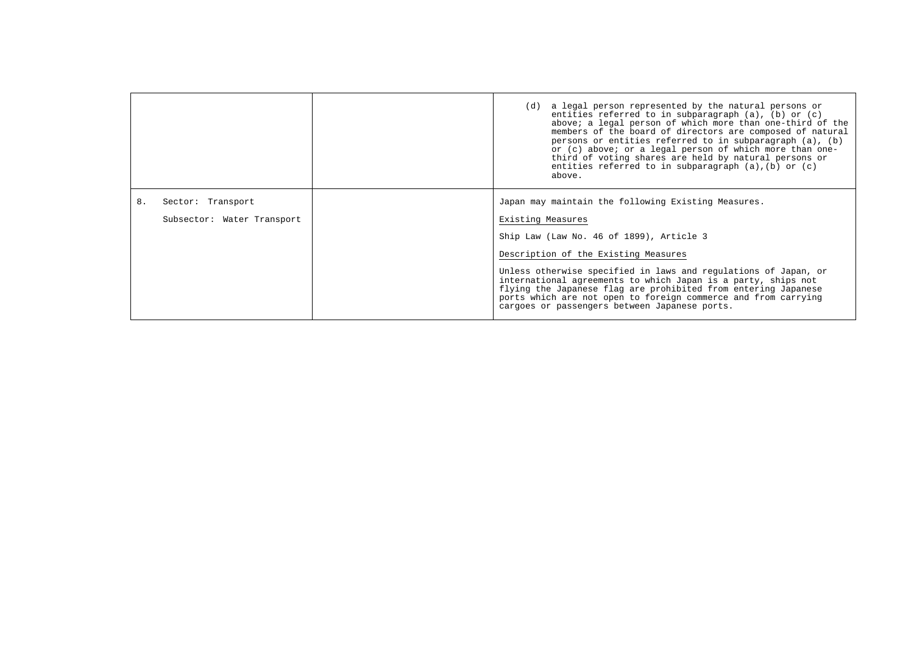| | | |
|---|---|---|
| | | (d) a legal person represented by the natural persons or entities referred to in subparagraph (a), (b) or (c) above; a legal person of which more than one-third of the members of the board of directors are composed of natural persons or entities referred to in subparagraph (a), (b) or (c) above; or a legal person of which more than one-third of voting shares are held by natural persons or entities referred to in subparagraph (a),(b) or (c) above. |
| 8. Sector: Transport<br><br>Subsector: Water Transport | | Japan may maintain the following Existing Measures.<br><br><u>Existing Measures</u><br><br>Ship Law (Law No. 46 of 1899), Article 3<br><br><u>Description of the Existing Measures</u><br><br>Unless otherwise specified in laws and regulations of Japan, or international agreements to which Japan is a party, ships not flying the Japanese flag are prohibited from entering Japanese ports which are not open to foreign commerce and from carrying cargoes or passengers between Japanese ports. |